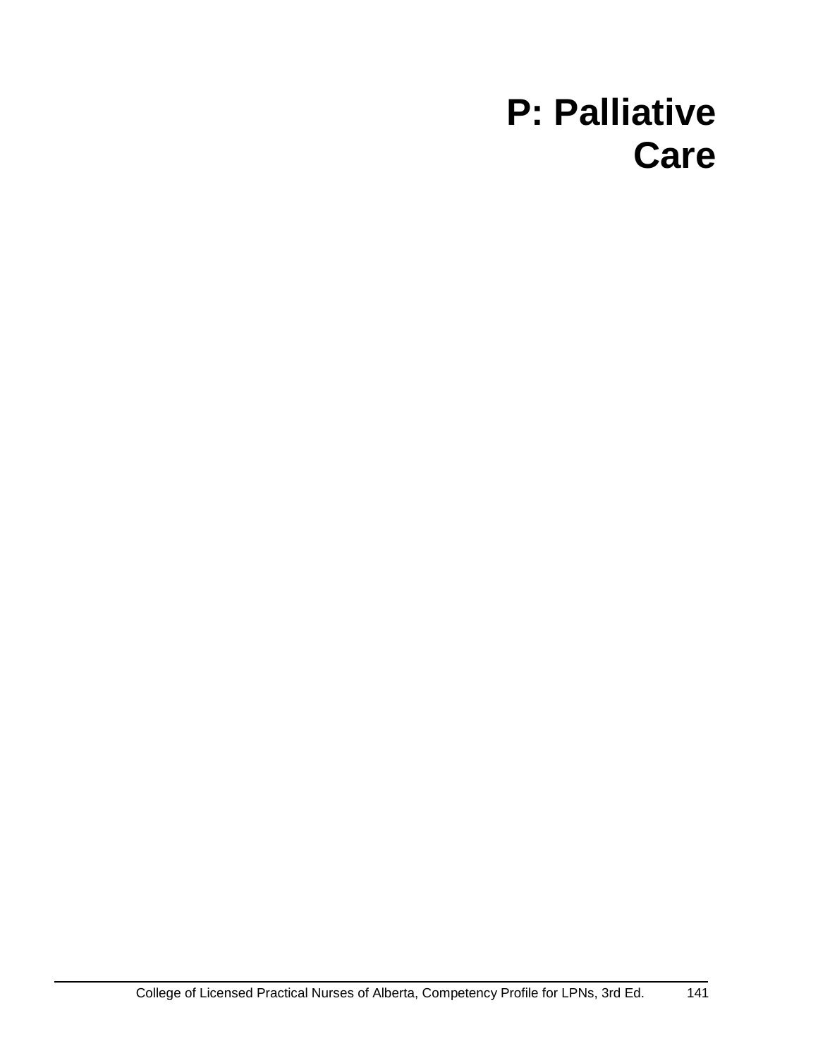# P: Palliative Care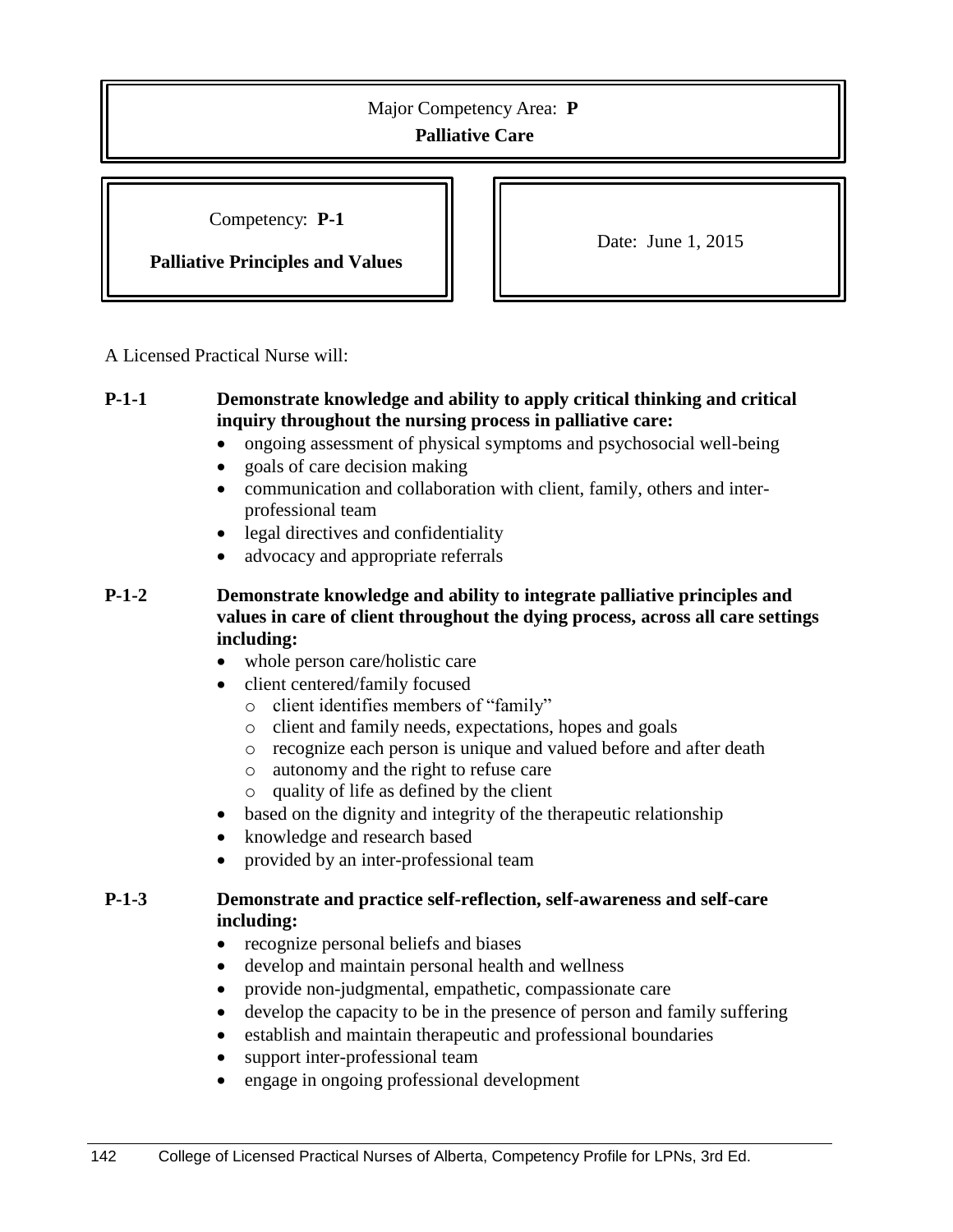Major Competency Area: **P**

**Palliative Care**

Competency: **P-1**

**Palliative Principles and Values**

Date: June 1, 2015

A Licensed Practical Nurse will:

**P-1-1 Demonstrate knowledge and ability to apply critical thinking and critical inquiry throughout the nursing process in palliative care:**

- ongoing assessment of physical symptoms and psychosocial well-being
- goals of care decision making
- communication and collaboration with client, family, others and inter-professional team
- legal directives and confidentiality
- advocacy and appropriate referrals

**P-1-2 Demonstrate knowledge and ability to integrate palliative principles and values in care of client throughout the dying process, across all care settings including:**

- whole person care/holistic care
- client centered/family focused
  - client identifies members of "family"
  - client and family needs, expectations, hopes and goals
  - recognize each person is unique and valued before and after death
  - autonomy and the right to refuse care
  - quality of life as defined by the client
- based on the dignity and integrity of the therapeutic relationship
- knowledge and research based
- provided by an inter-professional team

**P-1-3 Demonstrate and practice self-reflection, self-awareness and self-care including:**

- recognize personal beliefs and biases
- develop and maintain personal health and wellness
- provide non-judgmental, empathetic, compassionate care
- develop the capacity to be in the presence of person and family suffering
- establish and maintain therapeutic and professional boundaries
- support inter-professional team
- engage in ongoing professional development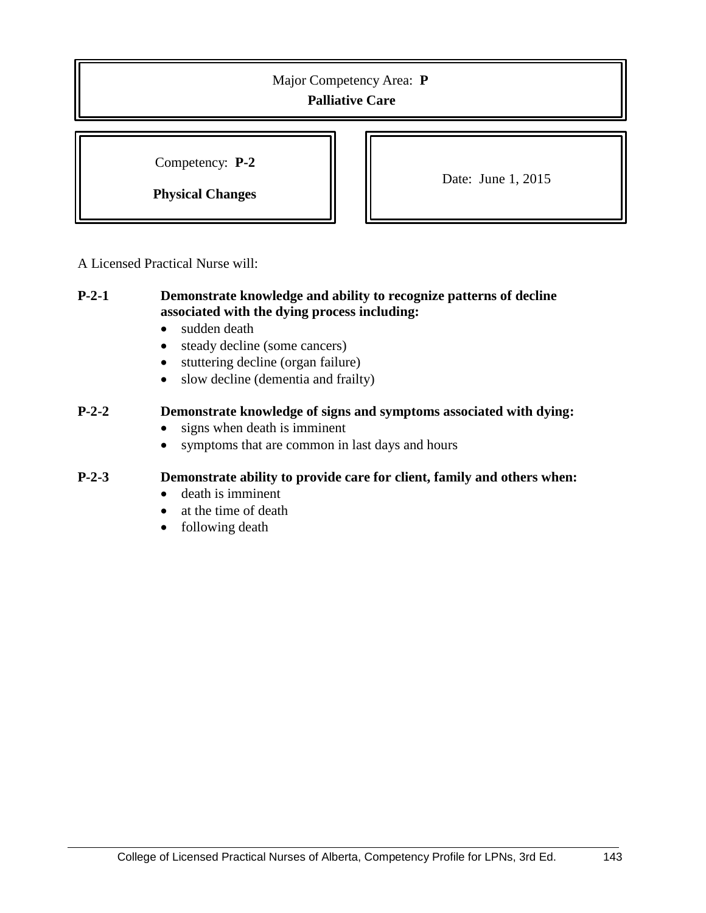Major Competency Area: **P**

**Palliative Care**

Competency: **P-2**

**Physical Changes**

Date: June 1, 2015

A Licensed Practical Nurse will:

**P-2-1 Demonstrate knowledge and ability to recognize patterns of decline associated with the dying process including:**

- sudden death
- steady decline (some cancers)
- stuttering decline (organ failure)
- slow decline (dementia and frailty)

**P-2-2 Demonstrate knowledge of signs and symptoms associated with dying:**

- signs when death is imminent
- symptoms that are common in last days and hours

**P-2-3 Demonstrate ability to provide care for client, family and others when:**

- death is imminent
- at the time of death
- following death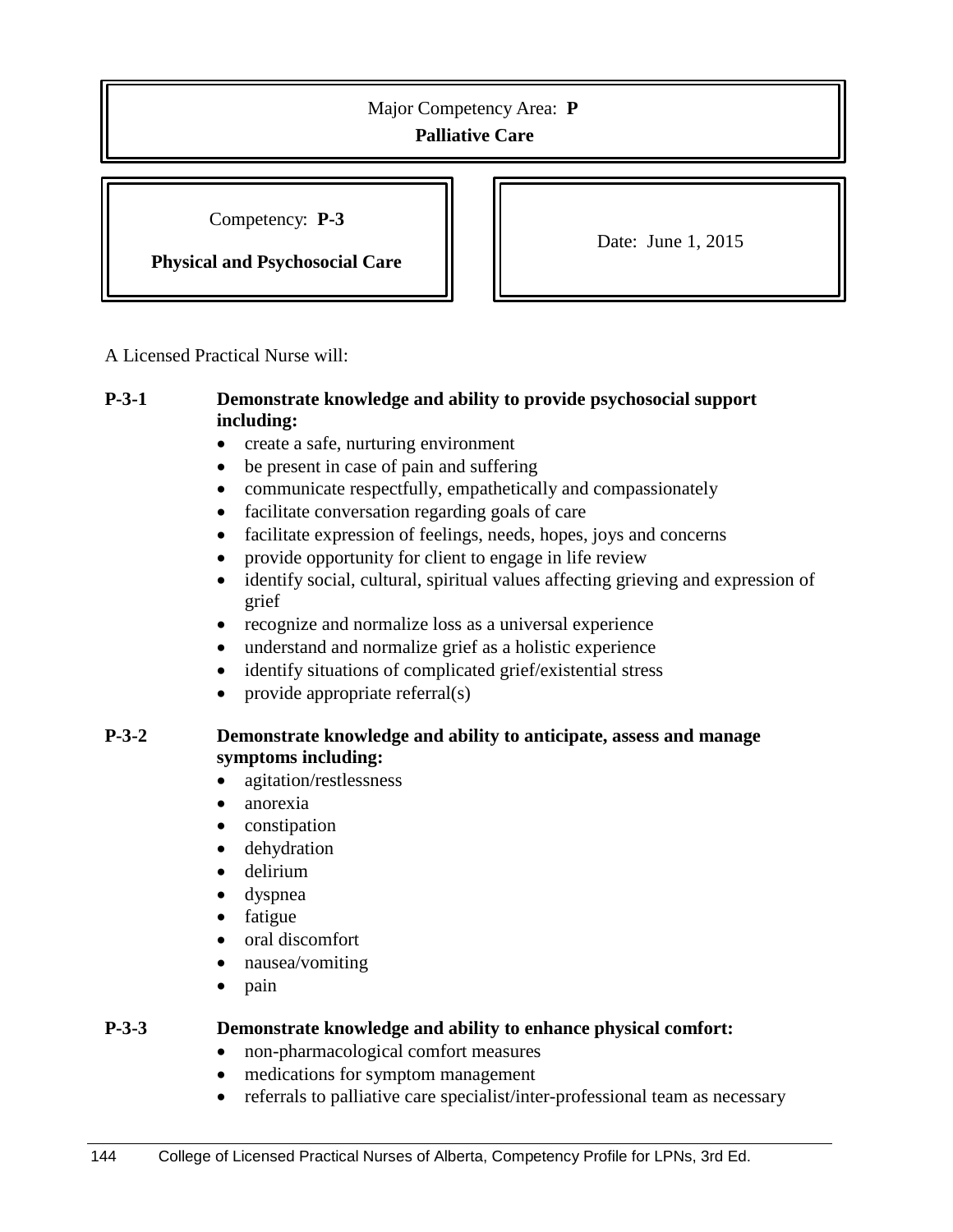Major Competency Area: **P**

**Palliative Care**

Competency: **P-3**

**Physical and Psychosocial Care**

Date: June 1, 2015

A Licensed Practical Nurse will:

**P-3-1 Demonstrate knowledge and ability to provide psychosocial support including:**

- create a safe, nurturing environment
- be present in case of pain and suffering
- communicate respectfully, empathetically and compassionately
- facilitate conversation regarding goals of care
- facilitate expression of feelings, needs, hopes, joys and concerns
- provide opportunity for client to engage in life review
- identify social, cultural, spiritual values affecting grieving and expression of grief
- recognize and normalize loss as a universal experience
- understand and normalize grief as a holistic experience
- identify situations of complicated grief/existential stress
- provide appropriate referral(s)

**P-3-2 Demonstrate knowledge and ability to anticipate, assess and manage symptoms including:**

- agitation/restlessness
- anorexia
- constipation
- dehydration
- delirium
- dyspnea
- fatigue
- oral discomfort
- nausea/vomiting
- pain

**P-3-3 Demonstrate knowledge and ability to enhance physical comfort:**

- non-pharmacological comfort measures
- medications for symptom management
- referrals to palliative care specialist/inter-professional team as necessary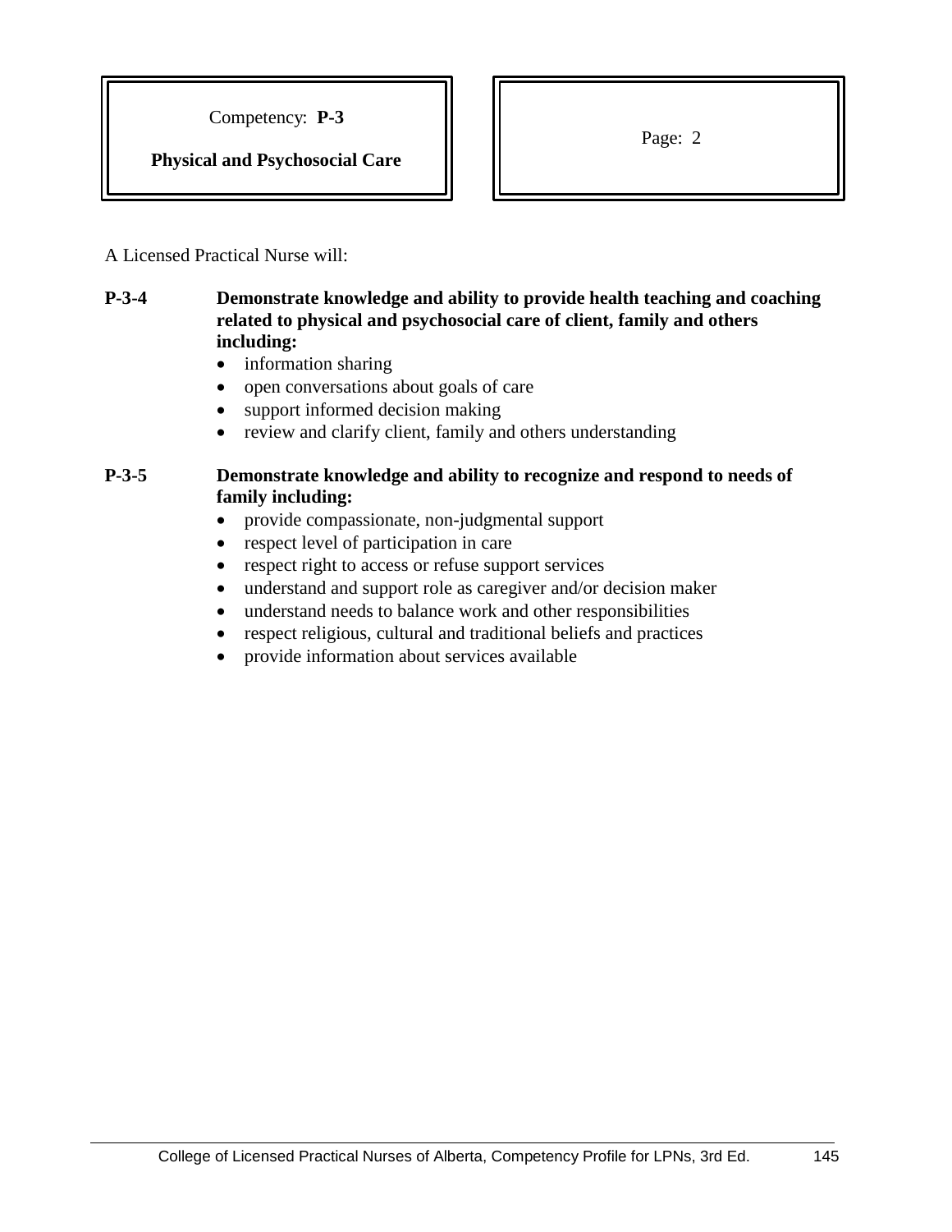Competency: **P-3**

**Physical and Psychosocial Care**

Page: 2

A Licensed Practical Nurse will:

**P-3-4 Demonstrate knowledge and ability to provide health teaching and coaching related to physical and psychosocial care of client, family and others including:**

- information sharing
- open conversations about goals of care
- support informed decision making
- review and clarify client, family and others understanding

**P-3-5 Demonstrate knowledge and ability to recognize and respond to needs of family including:**

- provide compassionate, non-judgmental support
- respect level of participation in care
- respect right to access or refuse support services
- understand and support role as caregiver and/or decision maker
- understand needs to balance work and other responsibilities
- respect religious, cultural and traditional beliefs and practices
- provide information about services available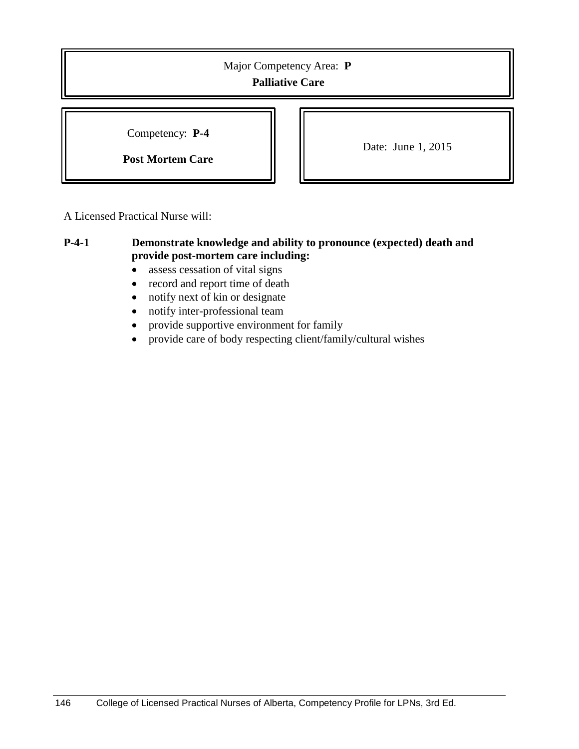Major Competency Area: **P**

**Palliative Care**

Competency: **P-4**

**Post Mortem Care**

Date: June 1, 2015

A Licensed Practical Nurse will:

**P-4-1 Demonstrate knowledge and ability to pronounce (expected) death and provide post-mortem care including:**

- assess cessation of vital signs
- record and report time of death
- notify next of kin or designate
- notify inter-professional team
- provide supportive environment for family
- provide care of body respecting client/family/cultural wishes